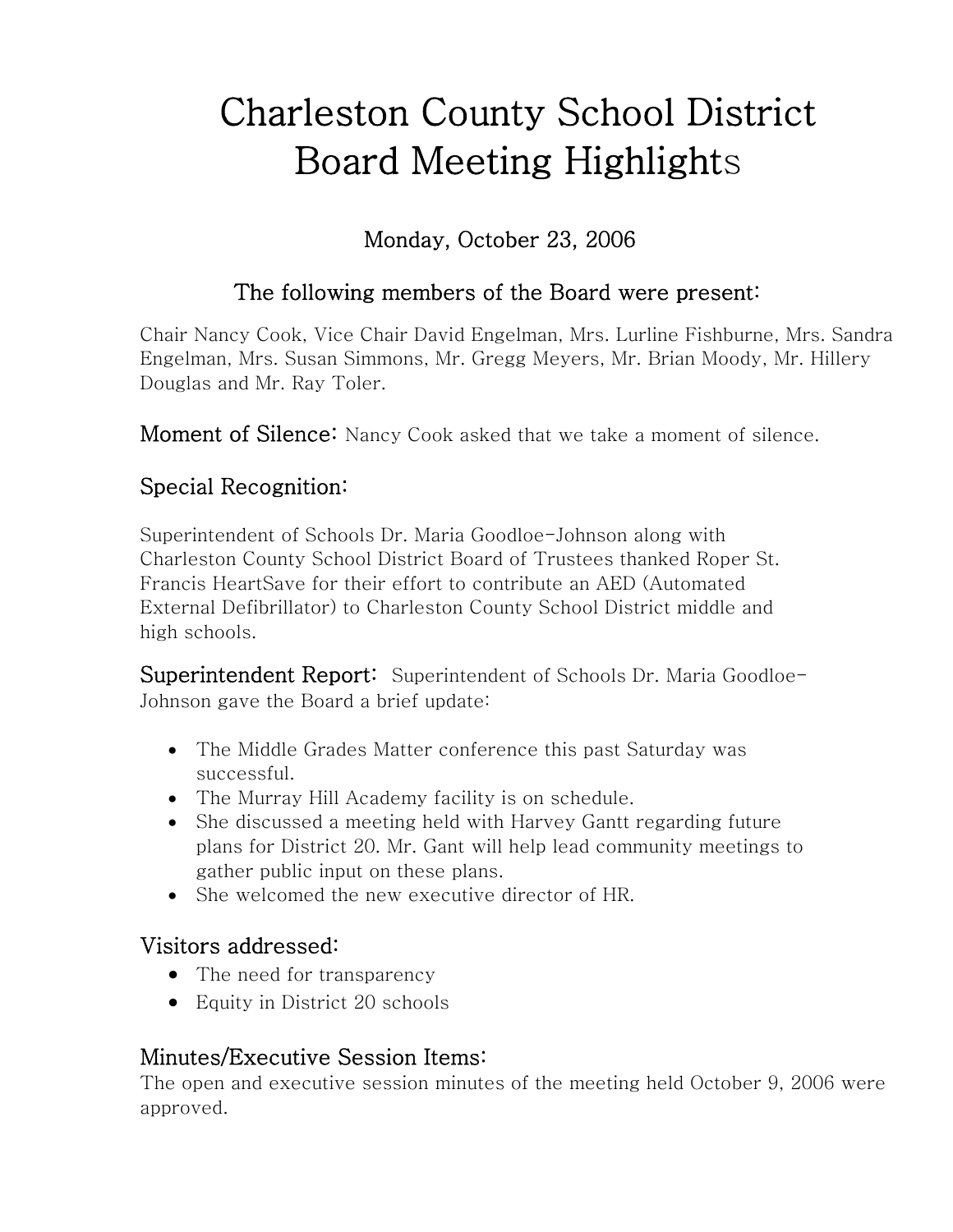# Charleston County School District
# Board Meeting Highlights

### Monday, October 23, 2006

### The following members of the Board were present:

Chair Nancy Cook, Vice Chair David Engelman, Mrs. Lurline Fishburne, Mrs. Sandra Engelman, Mrs. Susan Simmons, Mr. Gregg Meyers, Mr. Brian Moody, Mr. Hillery Douglas and Mr. Ray Toler.

**Moment of Silence:** Nancy Cook asked that we take a moment of silence.

## Special Recognition:

Superintendent of Schools Dr. Maria Goodloe-Johnson along with Charleston County School District Board of Trustees thanked Roper St. Francis HeartSave for their effort to contribute an AED (Automated External Defibrillator) to Charleston County School District middle and high schools.

**Superintendent Report:** Superintendent of Schools Dr. Maria Goodloe-Johnson gave the Board a brief update:

- The Middle Grades Matter conference this past Saturday was successful.
- The Murray Hill Academy facility is on schedule.
- She discussed a meeting held with Harvey Gantt regarding future plans for District 20. Mr. Gant will help lead community meetings to gather public input on these plans.
- She welcomed the new executive director of HR.

## Visitors addressed:

- The need for transparency
- Equity in District 20 schools

## Minutes/Executive Session Items:

The open and executive session minutes of the meeting held October 9, 2006 were approved.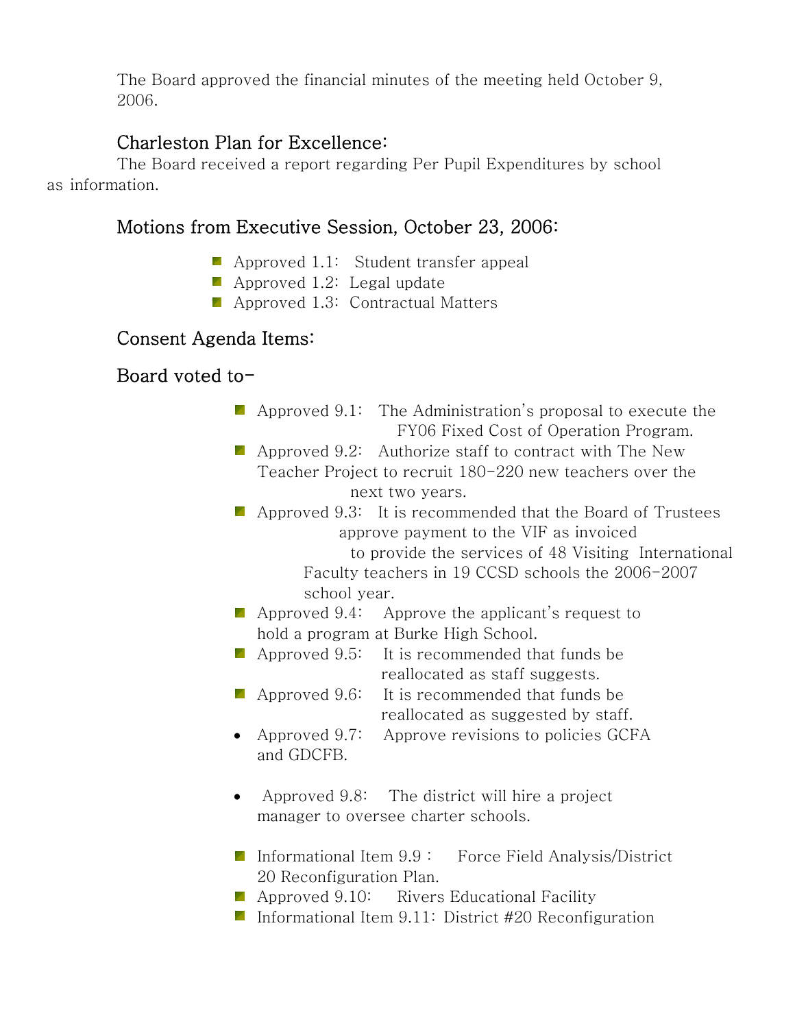The Board approved the financial minutes of the meeting held October 9, 2006.

## Charleston Plan for Excellence:

The Board received a report regarding Per Pupil Expenditures by school as information.

## Motions from Executive Session, October 23, 2006:

- Approved 1.1: Student transfer appeal
- Approved 1.2: Legal update
- Approved 1.3: Contractual Matters

## Consent Agenda Items:

## Board voted to-

- Approved 9.1: The Administration's proposal to execute the FY06 Fixed Cost of Operation Program.
- Approved 9.2: Authorize staff to contract with The New Teacher Project to recruit 180-220 new teachers over the next two years.
- Approved 9.3: It is recommended that the Board of Trustees approve payment to the VIF as invoiced to provide the services of 48 Visiting International Faculty teachers in 19 CCSD schools the 2006-2007 school year.
- Approved 9.4: Approve the applicant's request to hold a program at Burke High School.
- Approved 9.5: It is recommended that funds be reallocated as staff suggests.
- Approved 9.6: It is recommended that funds be reallocated as suggested by staff.
- Approved 9.7: Approve revisions to policies GCFA and GDCFB.
- Approved 9.8: The district will hire a project manager to oversee charter schools.
- Informational Item 9.9 : Force Field Analysis/District 20 Reconfiguration Plan.
- Approved 9.10: Rivers Educational Facility
- Informational Item 9.11: District #20 Reconfiguration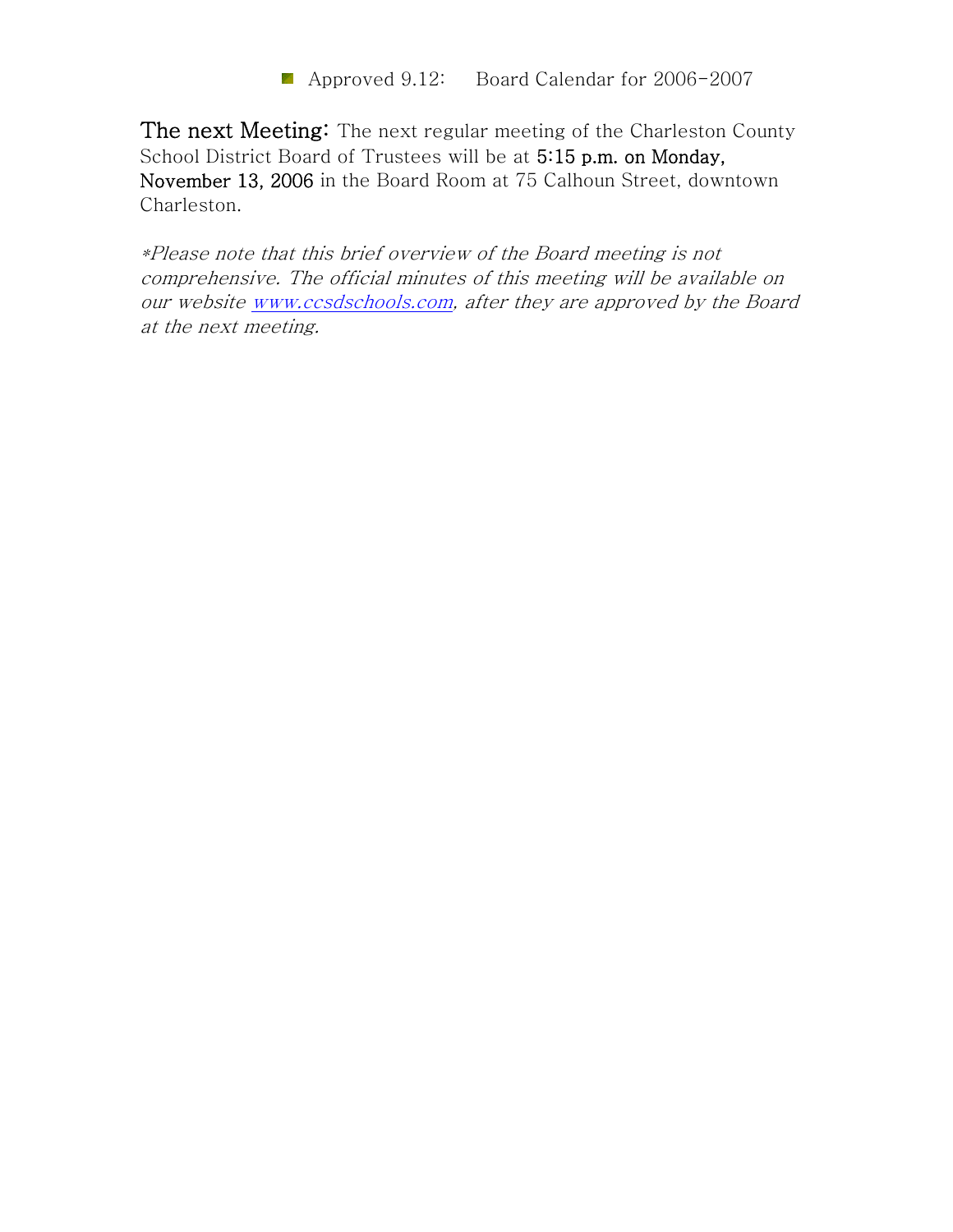- Approved 9.12: Board Calendar for 2006-2007

**The next Meeting:** The next regular meeting of the Charleston County School District Board of Trustees will be at **5:15 p.m. on Monday, November 13, 2006** in the Board Room at 75 Calhoun Street, downtown Charleston.

**Please note that this brief overview of the Board meeting is not comprehensive. The official minutes of this meeting will be available on our website [www.ccsdschools.com](http://www.ccsdschools.com), after they are approved by the Board at the next meeting.*